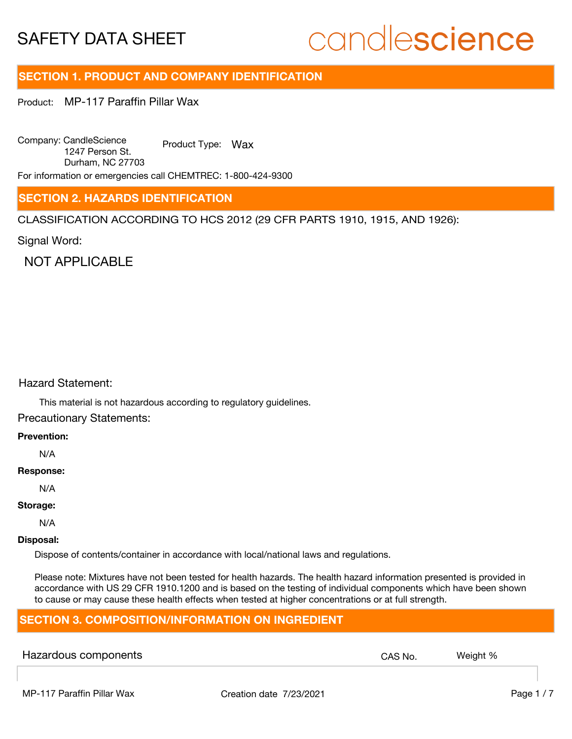# SAFETY DATA SHEET

candlescience

## SECTION 1. PRODUCT AND COMPANY IDENTIFICATION

Product: MP-117 Paraffin Pillar Wax

Company: CandleScience
1247 Person St.
Durham, NC 27703

Product Type: Wax

For information or emergencies call CHEMTREC: 1-800-424-9300

## SECTION 2. HAZARDS IDENTIFICATION

CLASSIFICATION ACCORDING TO HCS 2012 (29 CFR PARTS 1910, 1915, AND 1926):

Signal Word:

NOT APPLICABLE

Hazard Statement:

This material is not hazardous according to regulatory guidelines.

Precautionary Statements:

**Prevention:**

N/A

**Response:**

N/A

**Storage:**

N/A

**Disposal:**

Dispose of contents/container in accordance with local/national laws and regulations.

Please note: Mixtures have not been tested for health hazards. The health hazard information presented is provided in accordance with US 29 CFR 1910.1200 and is based on the testing of individual components which have been shown to cause or may cause these health effects when tested at higher concentrations or at full strength.

## SECTION 3. COMPOSITION/INFORMATION ON INGREDIENT

| Hazardous components | CAS No. | Weight % |
| --- | --- | --- |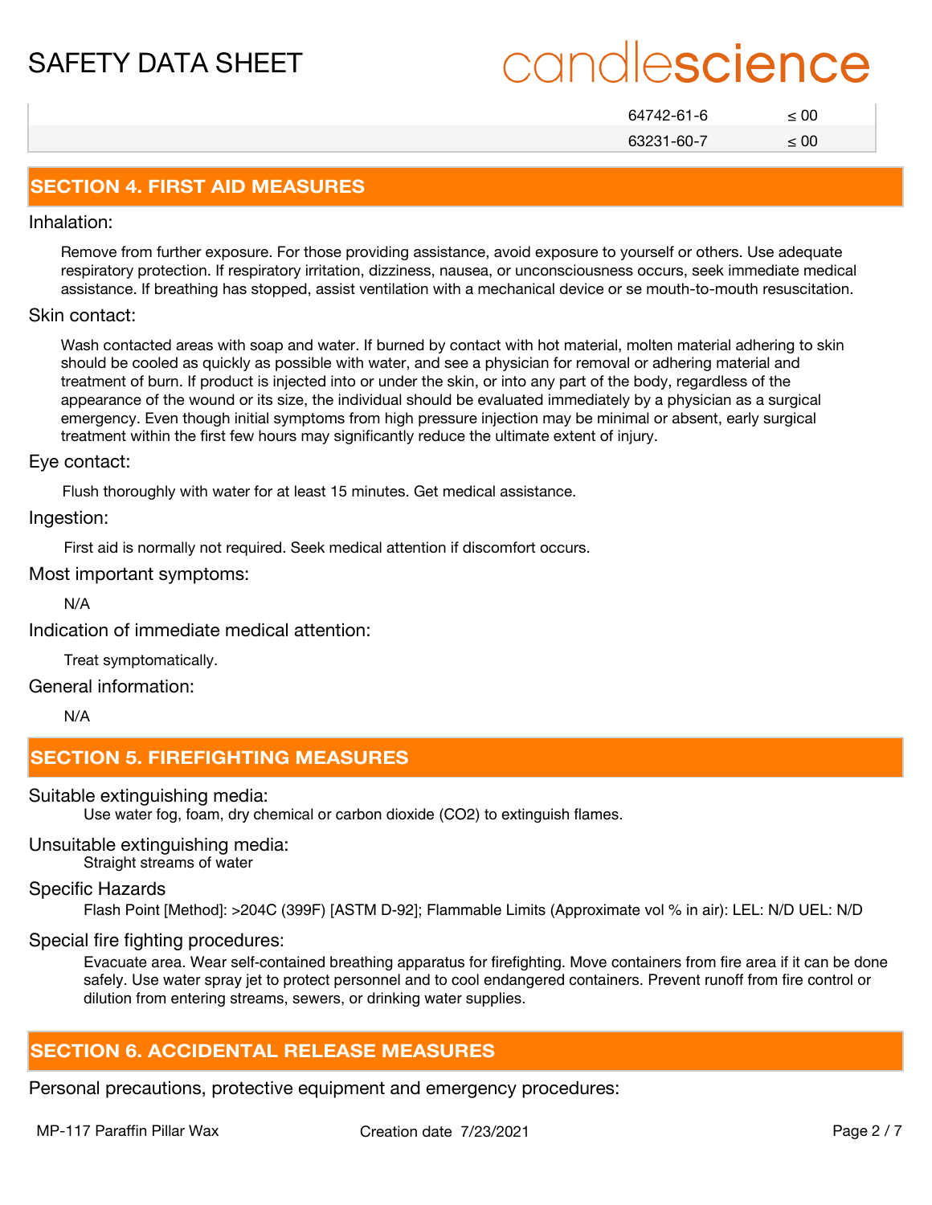| | | |
|---|---|---|
| | 64742-61-6 | ≤ 00 |
| | 63231-60-7 | ≤ 00 |

## SECTION 4. FIRST AID MEASURES

### Inhalation:

Remove from further exposure. For those providing assistance, avoid exposure to yourself or others. Use adequate respiratory protection. If respiratory irritation, dizziness, nausea, or unconsciousness occurs, seek immediate medical assistance. If breathing has stopped, assist ventilation with a mechanical device or se mouth-to-mouth resuscitation.

### Skin contact:

Wash contacted areas with soap and water. If burned by contact with hot material, molten material adhering to skin should be cooled as quickly as possible with water, and see a physician for removal or adhering material and treatment of burn. If product is injected into or under the skin, or into any part of the body, regardless of the appearance of the wound or its size, the individual should be evaluated immediately by a physician as a surgical emergency. Even though initial symptoms from high pressure injection may be minimal or absent, early surgical treatment within the first few hours may significantly reduce the ultimate extent of injury.

### Eye contact:

Flush thoroughly with water for at least 15 minutes. Get medical assistance.

### Ingestion:

First aid is normally not required. Seek medical attention if discomfort occurs.

### Most important symptoms:

N/A

### Indication of immediate medical attention:

Treat symptomatically.

### General information:

N/A

## SECTION 5. FIREFIGHTING MEASURES

### Suitable extinguishing media:

Use water fog, foam, dry chemical or carbon dioxide ($CO_2$) to extinguish flames.

### Unsuitable extinguishing media:

Straight streams of water

### Specific Hazards

Flash Point [Method]: >204C (399F) [ASTM D-92]; Flammable Limits (Approximate vol % in air): LEL: N/D UEL: N/D

### Special fire fighting procedures:

Evacuate area. Wear self-contained breathing apparatus for firefighting. Move containers from fire area if it can be done safely. Use water spray jet to protect personnel and to cool endangered containers. Prevent runoff from fire control or dilution from entering streams, sewers, or drinking water supplies.

## SECTION 6. ACCIDENTAL RELEASE MEASURES

### Personal precautions, protective equipment and emergency procedures: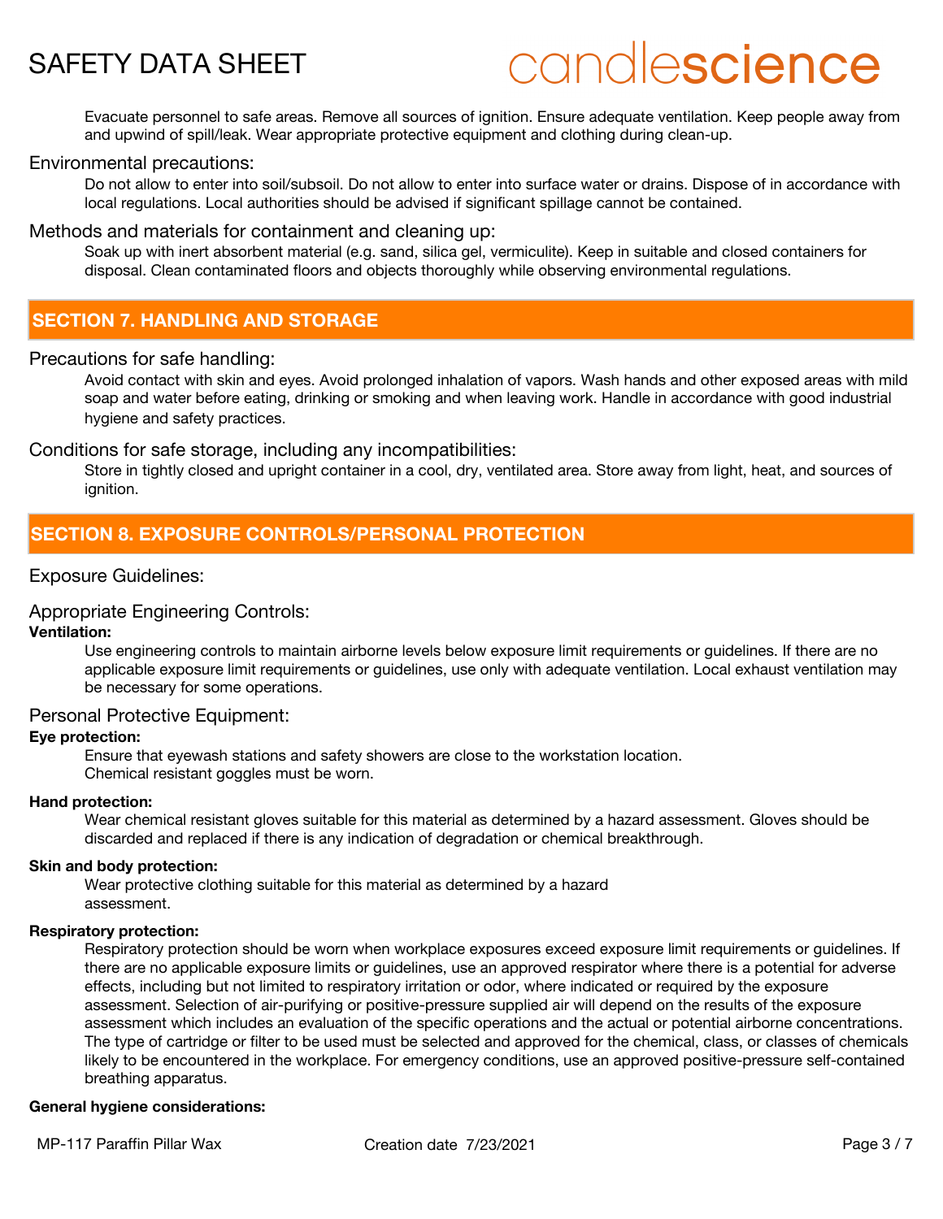Evacuate personnel to safe areas. Remove all sources of ignition. Ensure adequate ventilation. Keep people away from and upwind of spill/leak. Wear appropriate protective equipment and clothing during clean-up.

### Environmental precautions:

Do not allow to enter into soil/subsoil. Do not allow to enter into surface water or drains. Dispose of in accordance with local regulations. Local authorities should be advised if significant spillage cannot be contained.

### Methods and materials for containment and cleaning up:

Soak up with inert absorbent material (e.g. sand, silica gel, vermiculite). Keep in suitable and closed containers for disposal. Clean contaminated floors and objects thoroughly while observing environmental regulations.

## SECTION 7. HANDLING AND STORAGE

### Precautions for safe handling:

Avoid contact with skin and eyes. Avoid prolonged inhalation of vapors. Wash hands and other exposed areas with mild soap and water before eating, drinking or smoking and when leaving work. Handle in accordance with good industrial hygiene and safety practices.

### Conditions for safe storage, including any incompatibilities:

Store in tightly closed and upright container in a cool, dry, ventilated area. Store away from light, heat, and sources of ignition.

## SECTION 8. EXPOSURE CONTROLS/PERSONAL PROTECTION

### Exposure Guidelines:

### Appropriate Engineering Controls:

**Ventilation:**

Use engineering controls to maintain airborne levels below exposure limit requirements or guidelines. If there are no applicable exposure limit requirements or guidelines, use only with adequate ventilation. Local exhaust ventilation may be necessary for some operations.

### Personal Protective Equipment:

**Eye protection:**

Ensure that eyewash stations and safety showers are close to the workstation location.
Chemical resistant goggles must be worn.

**Hand protection:**

Wear chemical resistant gloves suitable for this material as determined by a hazard assessment. Gloves should be discarded and replaced if there is any indication of degradation or chemical breakthrough.

**Skin and body protection:**

Wear protective clothing suitable for this material as determined by a hazard assessment.

**Respiratory protection:**

Respiratory protection should be worn when workplace exposures exceed exposure limit requirements or guidelines. If there are no applicable exposure limits or guidelines, use an approved respirator where there is a potential for adverse effects, including but not limited to respiratory irritation or odor, where indicated or required by the exposure assessment. Selection of air-purifying or positive-pressure supplied air will depend on the results of the exposure assessment which includes an evaluation of the specific operations and the actual or potential airborne concentrations. The type of cartridge or filter to be used must be selected and approved for the chemical, class, or classes of chemicals likely to be encountered in the workplace. For emergency conditions, use an approved positive-pressure self-contained breathing apparatus.

**General hygiene considerations:**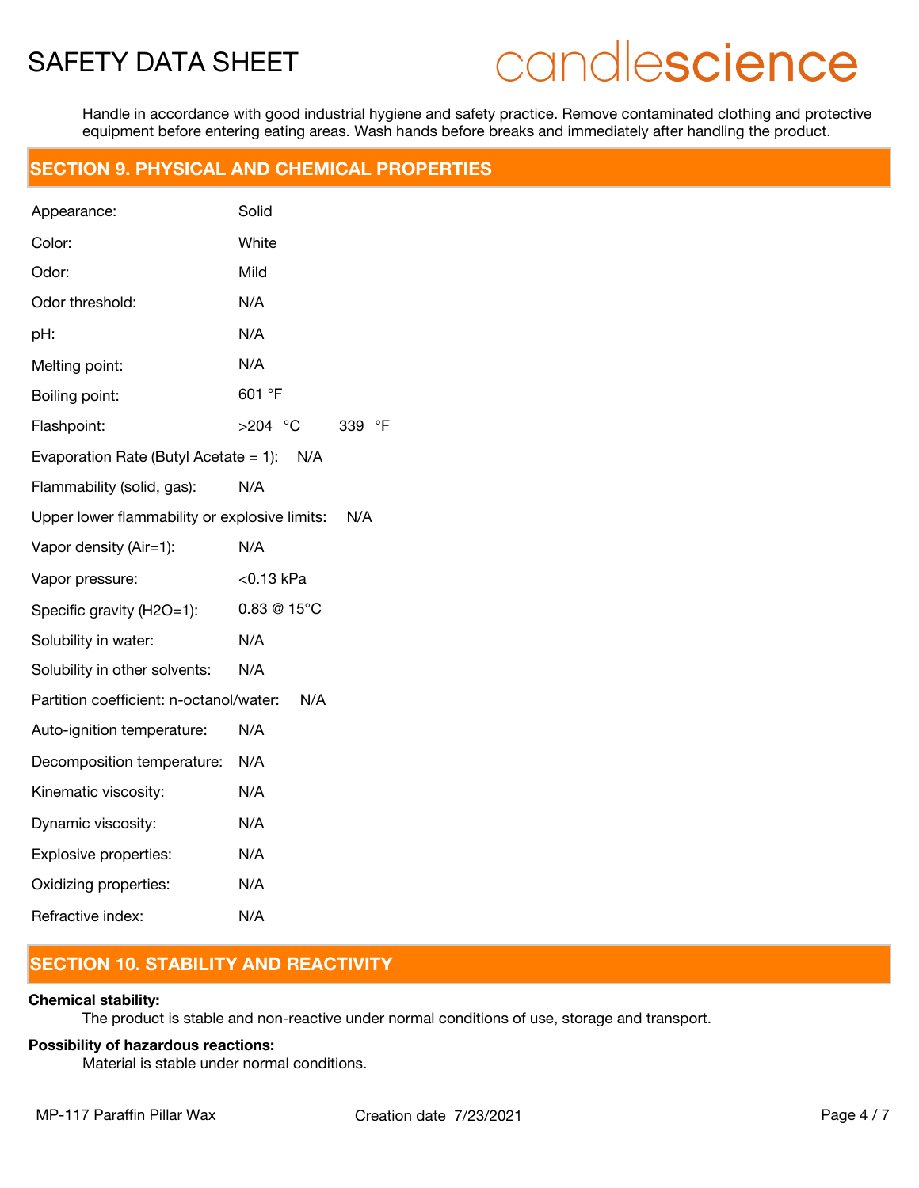Handle in accordance with good industrial hygiene and safety practice. Remove contaminated clothing and protective equipment before entering eating areas. Wash hands before breaks and immediately after handling the product.

## SECTION 9. PHYSICAL AND CHEMICAL PROPERTIES

| Property | Value |
|---|---|
| Appearance: | Solid |
| Color: | White |
| Odor: | Mild |
| Odor threshold: | N/A |
| pH: | N/A |
| Melting point: | N/A |
| Boiling point: | 601 °F |
| Flashpoint: | >204 °C 339 °F |
| Evaporation Rate (Butyl Acetate = 1): | N/A |
| Flammability (solid, gas): | N/A |
| Upper lower flammability or explosive limits: | N/A |
| Vapor density (Air=1): | N/A |
| Vapor pressure: | <0.13 kPa |
| Specific gravity (H2O=1): | 0.83 @ 15°C |
| Solubility in water: | N/A |
| Solubility in other solvents: | N/A |
| Partition coefficient: n-octanol/water: | N/A |
| Auto-ignition temperature: | N/A |
| Decomposition temperature: | N/A |
| Kinematic viscosity: | N/A |
| Dynamic viscosity: | N/A |
| Explosive properties: | N/A |
| Oxidizing properties: | N/A |
| Refractive index: | N/A |

## SECTION 10. STABILITY AND REACTIVITY

**Chemical stability:**

The product is stable and non-reactive under normal conditions of use, storage and transport.

**Possibility of hazardous reactions:**

Material is stable under normal conditions.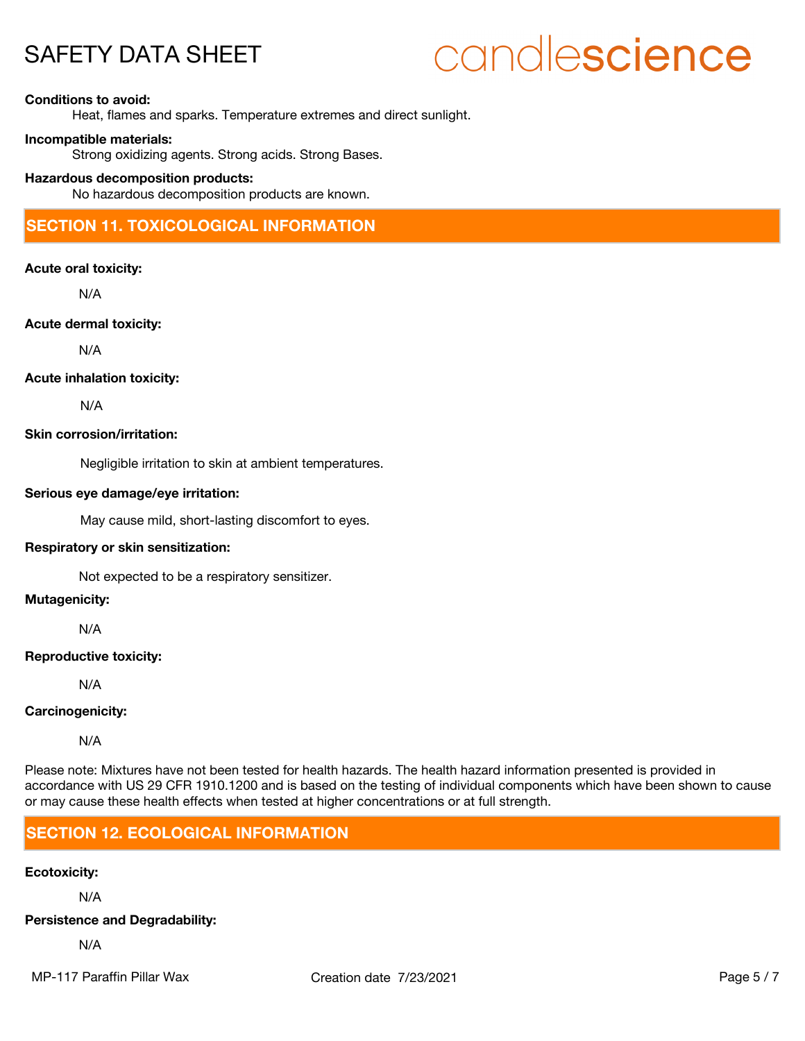**Conditions to avoid:**

Heat, flames and sparks. Temperature extremes and direct sunlight.

**Incompatible materials:**

Strong oxidizing agents. Strong acids. Strong Bases.

**Hazardous decomposition products:**

No hazardous decomposition products are known.

## SECTION 11. TOXICOLOGICAL INFORMATION

**Acute oral toxicity:**

N/A

**Acute dermal toxicity:**

N/A

**Acute inhalation toxicity:**

N/A

**Skin corrosion/irritation:**

Negligible irritation to skin at ambient temperatures.

**Serious eye damage/eye irritation:**

May cause mild, short-lasting discomfort to eyes.

**Respiratory or skin sensitization:**

Not expected to be a respiratory sensitizer.

**Mutagenicity:**

N/A

**Reproductive toxicity:**

N/A

**Carcinogenicity:**

N/A

Please note: Mixtures have not been tested for health hazards. The health hazard information presented is provided in accordance with US 29 CFR 1910.1200 and is based on the testing of individual components which have been shown to cause or may cause these health effects when tested at higher concentrations or at full strength.

## SECTION 12. ECOLOGICAL INFORMATION

**Ecotoxicity:**

N/A

**Persistence and Degradability:**

N/A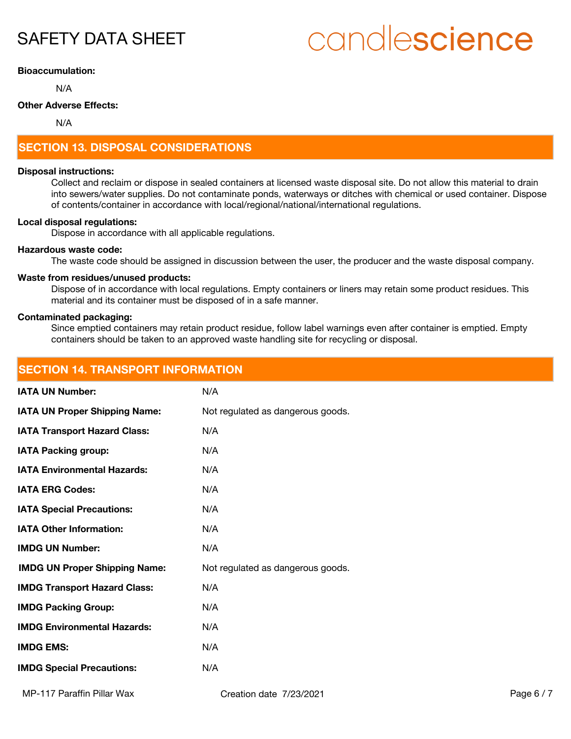**Bioaccumulation:**

N/A

**Other Adverse Effects:**

N/A

## SECTION 13. DISPOSAL CONSIDERATIONS

**Disposal instructions:**

Collect and reclaim or dispose in sealed containers at licensed waste disposal site. Do not allow this material to drain into sewers/water supplies. Do not contaminate ponds, waterways or ditches with chemical or used container. Dispose of contents/container in accordance with local/regional/national/international regulations.

**Local disposal regulations:**

Dispose in accordance with all applicable regulations.

**Hazardous waste code:**

The waste code should be assigned in discussion between the user, the producer and the waste disposal company.

**Waste from residues/unused products:**

Dispose of in accordance with local regulations. Empty containers or liners may retain some product residues. This material and its container must be disposed of in a safe manner.

**Contaminated packaging:**

Since emptied containers may retain product residue, follow label warnings even after container is emptied. Empty containers should be taken to an approved waste handling site for recycling or disposal.

## SECTION 14. TRANSPORT INFORMATION

| | |
|---|---|
| **IATA UN Number:** | N/A |
| **IATA UN Proper Shipping Name:** | Not regulated as dangerous goods. |
| **IATA Transport Hazard Class:** | N/A |
| **IATA Packing group:** | N/A |
| **IATA Environmental Hazards:** | N/A |
| **IATA ERG Codes:** | N/A |
| **IATA Special Precautions:** | N/A |
| **IATA Other Information:** | N/A |
| **IMDG UN Number:** | N/A |
| **IMDG UN Proper Shipping Name:** | Not regulated as dangerous goods. |
| **IMDG Transport Hazard Class:** | N/A |
| **IMDG Packing Group:** | N/A |
| **IMDG Environmental Hazards:** | N/A |
| **IMDG EMS:** | N/A |
| **IMDG Special Precautions:** | N/A |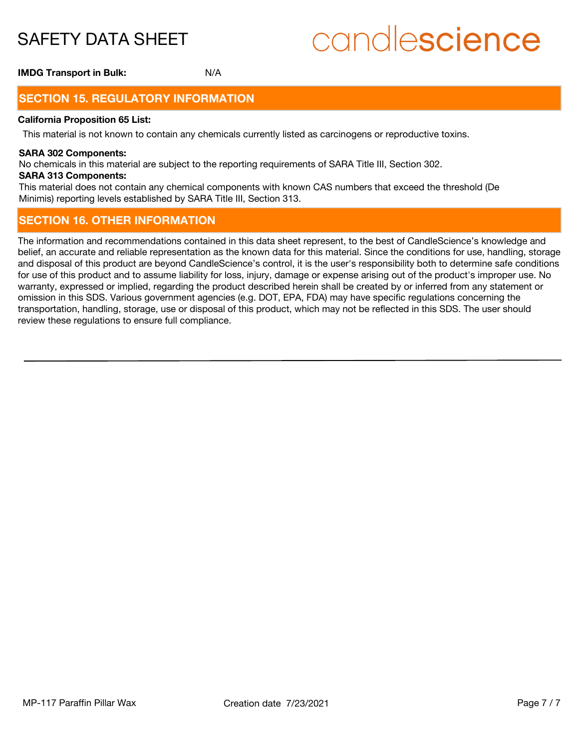**IMDG Transport in Bulk:** N/A

## SECTION 15. REGULATORY INFORMATION

**California Proposition 65 List:**

This material is not known to contain any chemicals currently listed as carcinogens or reproductive toxins.

**SARA 302 Components:**

No chemicals in this material are subject to the reporting requirements of SARA Title III, Section 302.

**SARA 313 Components:**

This material does not contain any chemical components with known CAS numbers that exceed the threshold (De Minimis) reporting levels established by SARA Title III, Section 313.

## SECTION 16. OTHER INFORMATION

The information and recommendations contained in this data sheet represent, to the best of CandleScience's knowledge and belief, an accurate and reliable representation as the known data for this material. Since the conditions for use, handling, storage and disposal of this product are beyond CandleScience's control, it is the user's responsibility both to determine safe conditions for use of this product and to assume liability for loss, injury, damage or expense arising out of the product's improper use. No warranty, expressed or implied, regarding the product described herein shall be created by or inferred from any statement or omission in this SDS. Various government agencies (e.g. DOT, EPA, FDA) may have specific regulations concerning the transportation, handling, storage, use or disposal of this product, which may not be reflected in this SDS. The user should review these regulations to ensure full compliance.